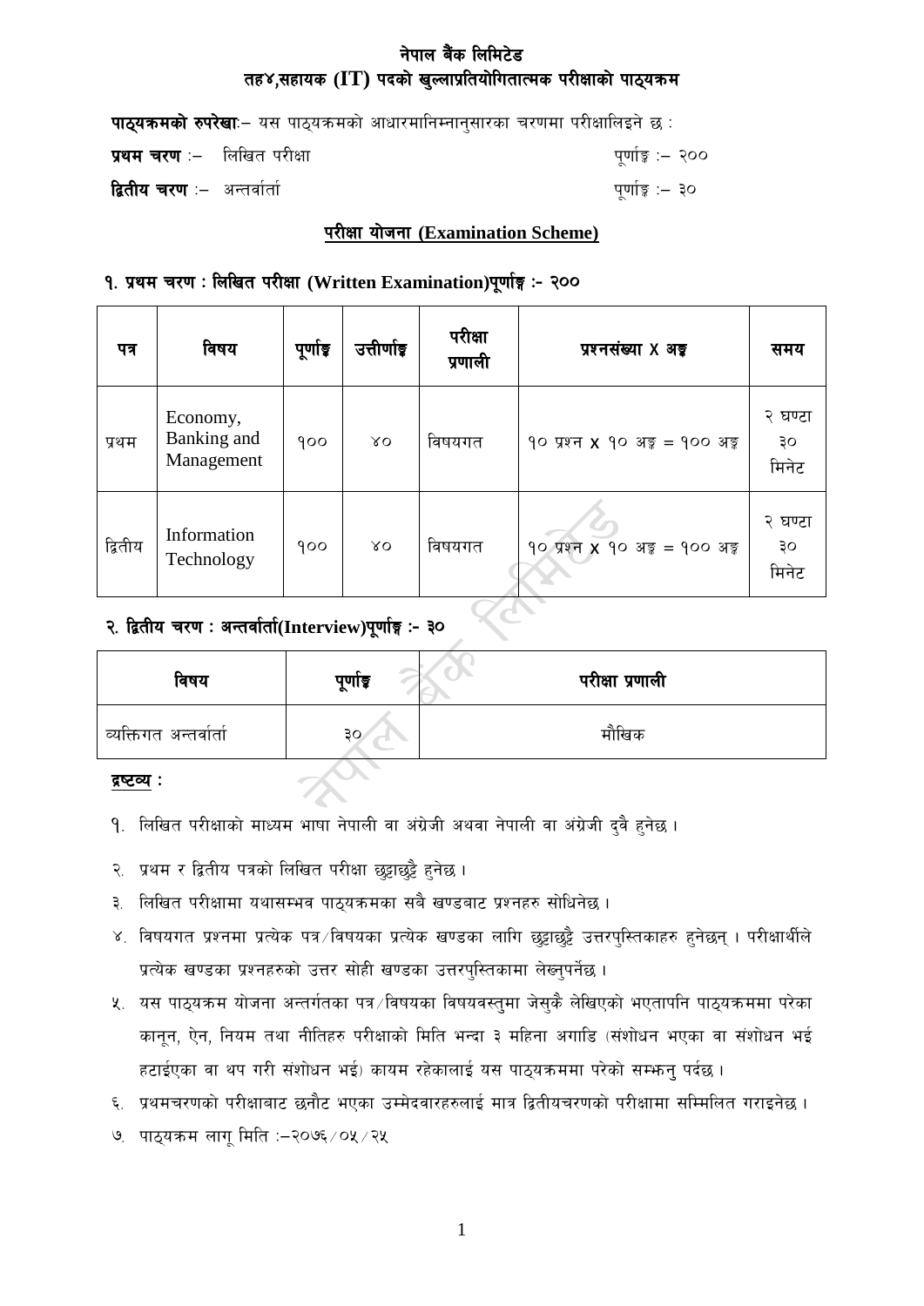# नेपाल बैंक लिमिटेड
## तह४,सहायक (IT) पदको खुल्लाप्रतियोगितात्मक परीक्षाको पाठ्यक्रम

**पाठ्यक्रमको रुपरेखा**:– यस पाठ्यक्रमको आधारमानिम्नानुसारका चरणमा परीक्षालिइने छ :

**प्रथम चरण** :– लिखित परीक्षा पूर्णाङ्क :– २००

**द्वितीय चरण** :– अन्तर्वार्ता पूर्णाङ्क :– ३०

### परीक्षा योजना (Examination Scheme)

### १. प्रथम चरण : लिखित परीक्षा (Written Examination)पूर्णाङ्क :- २००

| पत्र | विषय | पूर्णाङ्क | उत्तीर्णाङ्क | परीक्षा प्रणाली | प्रश्नसंख्या X अङ्क | समय |
|---|---|---|---|---|---|---|
| प्रथम | Economy, Banking and Management | १०० | ४० | विषयगत | १० प्रश्न X १० अङ्क = १०० अङ्क | २ घण्टा ३० मिनेट |
| द्वितीय | Information Technology | १०० | ४० | विषयगत | १० प्रश्न X १० अङ्क = १०० अङ्क | २ घण्टा ३० मिनेट |

### २. द्वितीय चरण : अन्तर्वार्ता(Interview)पूर्णाङ्क :- ३०

| विषय | पूर्णाङ्क | परीक्षा प्रणाली |
|---|---|---|
| व्यक्तिगत अन्तर्वार्ता | ३० | मौखिक |

**द्रष्टव्य :**

१. लिखित परीक्षाको माध्यम भाषा नेपाली वा अंग्रेजी अथवा नेपाली वा अंग्रेजी दुवै हुनेछ ।

२. प्रथम र द्वितीय पत्रको लिखित परीक्षा छुट्टाछुट्टै हुनेछ ।

३. लिखित परीक्षामा यथासम्भव पाठ्यक्रमका सबै खण्डबाट प्रश्नहरु सोधिनेछ ।

४. विषयगत प्रश्नमा प्रत्येक पत्र/विषयका प्रत्येक खण्डका लागि छुट्टाछुट्टै उत्तरपुस्तिकाहरु हुनेछन् । परीक्षार्थीले प्रत्येक खण्डका प्रश्नहरुको उत्तर सोही खण्डका उत्तरपुस्तिकामा लेख्नुपर्नेछ ।

५. यस पाठ्यक्रम योजना अन्तर्गतका पत्र/विषयका विषयवस्तुमा जेसुकै लेखिएको भएतापनि पाठ्यक्रममा परेका कानून, ऐन, नियम तथा नीतिहरु परीक्षाको मिति भन्दा ३ महिना अगाडि (संशोधन भएका वा संशोधन भई हटाईएका वा थप गरी संशोधन भई) कायम रहेकालाई यस पाठ्यक्रममा परेको सम्झनु पर्दछ ।

६. प्रथमचरणको परीक्षाबाट छनौट भएका उम्मेदवारहरुलाई मात्र द्वितीयचरणको परीक्षामा सम्मिलित गराइनेछ ।

७. पाठ्यक्रम लागू मिति :–२०७६/०५/२५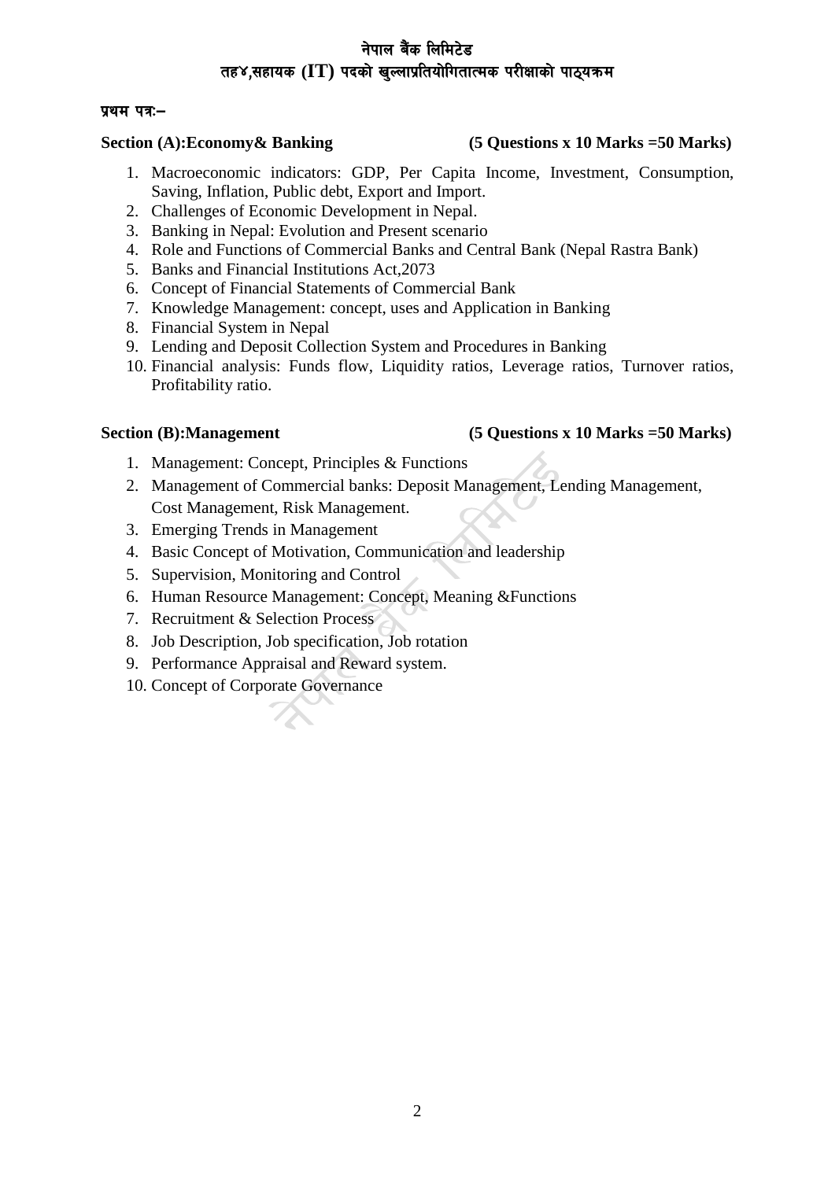# नेपाल बैंक लिमिटेड
## तह४,सहायक (IT) पदको खुल्लाप्रतियोगितात्मक परीक्षाको पाठ्यक्रम

**प्रथम पत्रः–**

**Section (A):Economy& Banking (5 Questions x 10 Marks =50 Marks)**

1. Macroeconomic indicators: GDP, Per Capita Income, Investment, Consumption, Saving, Inflation, Public debt, Export and Import.
2. Challenges of Economic Development in Nepal.
3. Banking in Nepal: Evolution and Present scenario
4. Role and Functions of Commercial Banks and Central Bank (Nepal Rastra Bank)
5. Banks and Financial Institutions Act,2073
6. Concept of Financial Statements of Commercial Bank
7. Knowledge Management: concept, uses and Application in Banking
8. Financial System in Nepal
9. Lending and Deposit Collection System and Procedures in Banking
10. Financial analysis: Funds flow, Liquidity ratios, Leverage ratios, Turnover ratios, Profitability ratio.

**Section (B):Management (5 Questions x 10 Marks =50 Marks)**

1. Management: Concept, Principles & Functions
2. Management of Commercial banks: Deposit Management, Lending Management, Cost Management, Risk Management.
3. Emerging Trends in Management
4. Basic Concept of Motivation, Communication and leadership
5. Supervision, Monitoring and Control
6. Human Resource Management: Concept, Meaning &Functions
7. Recruitment & Selection Process
8. Job Description, Job specification, Job rotation
9. Performance Appraisal and Reward system.
10. Concept of Corporate Governance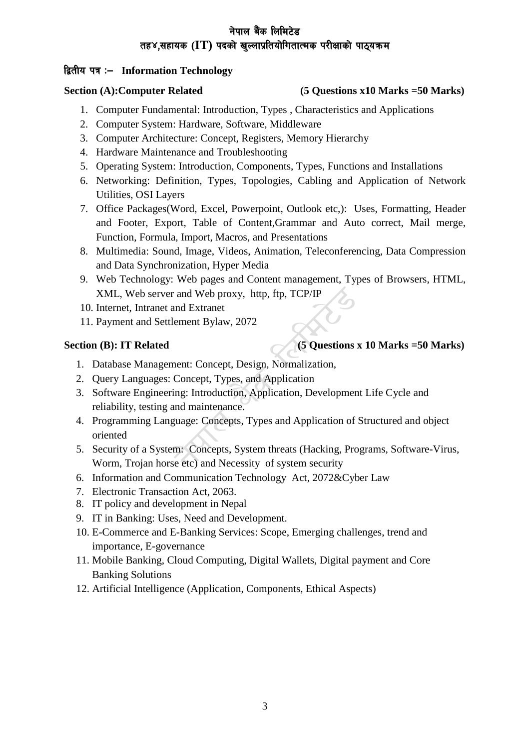# नेपाल बैंक लिमिटेड

## तह४,सहायक (IT) पदको खुल्लाप्रतियोगितात्मक परीक्षाको पाठ्यक्रम

### द्वितीय पत्र :– Information Technology

**Section (A):Computer Related** **(5 Questions x10 Marks =50 Marks)**

1. Computer Fundamental: Introduction, Types , Characteristics and Applications
2. Computer System: Hardware, Software, Middleware
3. Computer Architecture: Concept, Registers, Memory Hierarchy
4. Hardware Maintenance and Troubleshooting
5. Operating System: Introduction, Components, Types, Functions and Installations
6. Networking: Definition, Types, Topologies, Cabling and Application of Network Utilities, OSI Layers
7. Office Packages(Word, Excel, Powerpoint, Outlook etc,): Uses, Formatting, Header and Footer, Export, Table of Content,Grammar and Auto correct, Mail merge, Function, Formula, Import, Macros, and Presentations
8. Multimedia: Sound, Image, Videos, Animation, Teleconferencing, Data Compression and Data Synchronization, Hyper Media
9. Web Technology: Web pages and Content management, Types of Browsers, HTML, XML, Web server and Web proxy, http, ftp, TCP/IP
10. Internet, Intranet and Extranet
11. Payment and Settlement Bylaw, 2072

**Section (B): IT Related** **(5 Questions x 10 Marks =50 Marks)**

1. Database Management: Concept, Design, Normalization,
2. Query Languages: Concept, Types, and Application
3. Software Engineering: Introduction, Application, Development Life Cycle and reliability, testing and maintenance.
4. Programming Language: Concepts, Types and Application of Structured and object oriented
5. Security of a System: Concepts, System threats (Hacking, Programs, Software-Virus, Worm, Trojan horse etc) and Necessity of system security
6. Information and Communication Technology Act, 2072&Cyber Law
7. Electronic Transaction Act, 2063.
8. IT policy and development in Nepal
9. IT in Banking: Uses, Need and Development.
10. E-Commerce and E-Banking Services: Scope, Emerging challenges, trend and importance, E-governance
11. Mobile Banking, Cloud Computing, Digital Wallets, Digital payment and Core Banking Solutions
12. Artificial Intelligence (Application, Components, Ethical Aspects)